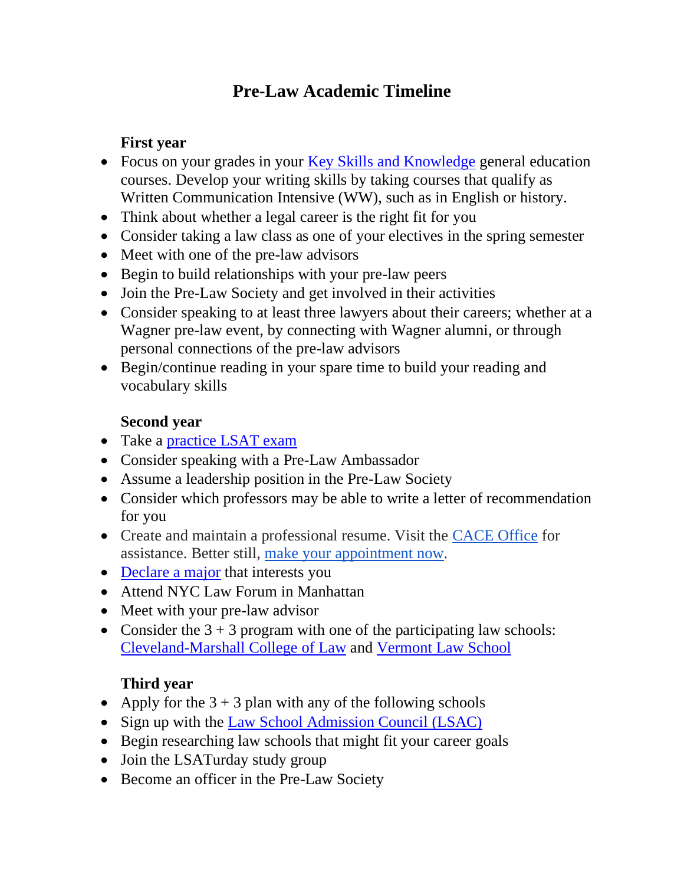# Pre-Law Academic Timeline

**First year**

- Focus on your grades in your Key Skills and Knowledge general education courses. Develop your writing skills by taking courses that qualify as Written Communication Intensive (WW), such as in English or history.
- Think about whether a legal career is the right fit for you
- Consider taking a law class as one of your electives in the spring semester
- Meet with one of the pre-law advisors
- Begin to build relationships with your pre-law peers
- Join the Pre-Law Society and get involved in their activities
- Consider speaking to at least three lawyers about their careers; whether at a Wagner pre-law event, by connecting with Wagner alumni, or through personal connections of the pre-law advisors
- Begin/continue reading in your spare time to build your reading and vocabulary skills

**Second year**

- Take a practice LSAT exam
- Consider speaking with a Pre-Law Ambassador
- Assume a leadership position in the Pre-Law Society
- Consider which professors may be able to write a letter of recommendation for you
- Create and maintain a professional resume. Visit the CACE Office for assistance. Better still, make your appointment now.
- Declare a major that interests you
- Attend NYC Law Forum in Manhattan
- Meet with your pre-law advisor
- Consider the 3 + 3 program with one of the participating law schools: Cleveland-Marshall College of Law and Vermont Law School

**Third year**

- Apply for the 3 + 3 plan with any of the following schools
- Sign up with the Law School Admission Council (LSAC)
- Begin researching law schools that might fit your career goals
- Join the LSATurday study group
- Become an officer in the Pre-Law Society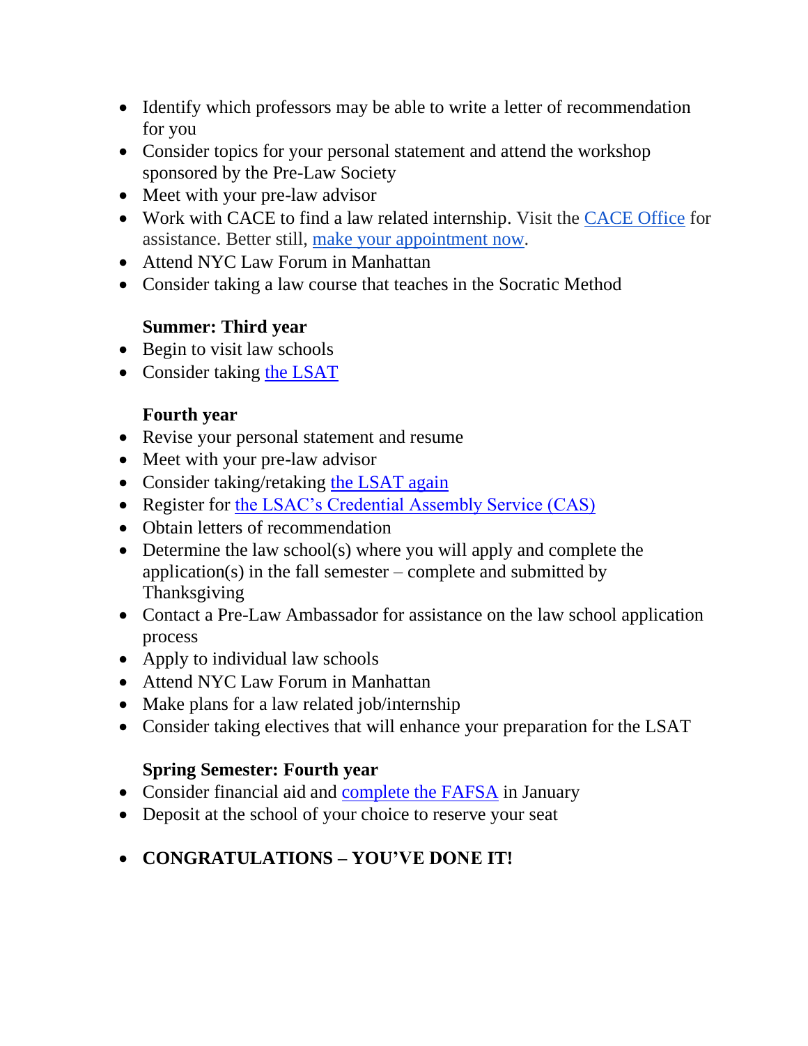- Identify which professors may be able to write a letter of recommendation for you
- Consider topics for your personal statement and attend the workshop sponsored by the Pre-Law Society
- Meet with your pre-law advisor
- Work with CACE to find a law related internship. Visit the CACE Office for assistance. Better still, make your appointment now.
- Attend NYC Law Forum in Manhattan
- Consider taking a law course that teaches in the Socratic Method

**Summer: Third year**

- Begin to visit law schools
- Consider taking the LSAT

**Fourth year**

- Revise your personal statement and resume
- Meet with your pre-law advisor
- Consider taking/retaking the LSAT again
- Register for the LSAC's Credential Assembly Service (CAS)
- Obtain letters of recommendation
- Determine the law school(s) where you will apply and complete the application(s) in the fall semester – complete and submitted by Thanksgiving
- Contact a Pre-Law Ambassador for assistance on the law school application process
- Apply to individual law schools
- Attend NYC Law Forum in Manhattan
- Make plans for a law related job/internship
- Consider taking electives that will enhance your preparation for the LSAT

**Spring Semester: Fourth year**

- Consider financial aid and complete the FAFSA in January
- Deposit at the school of your choice to reserve your seat

- **CONGRATULATIONS – YOU'VE DONE IT!**